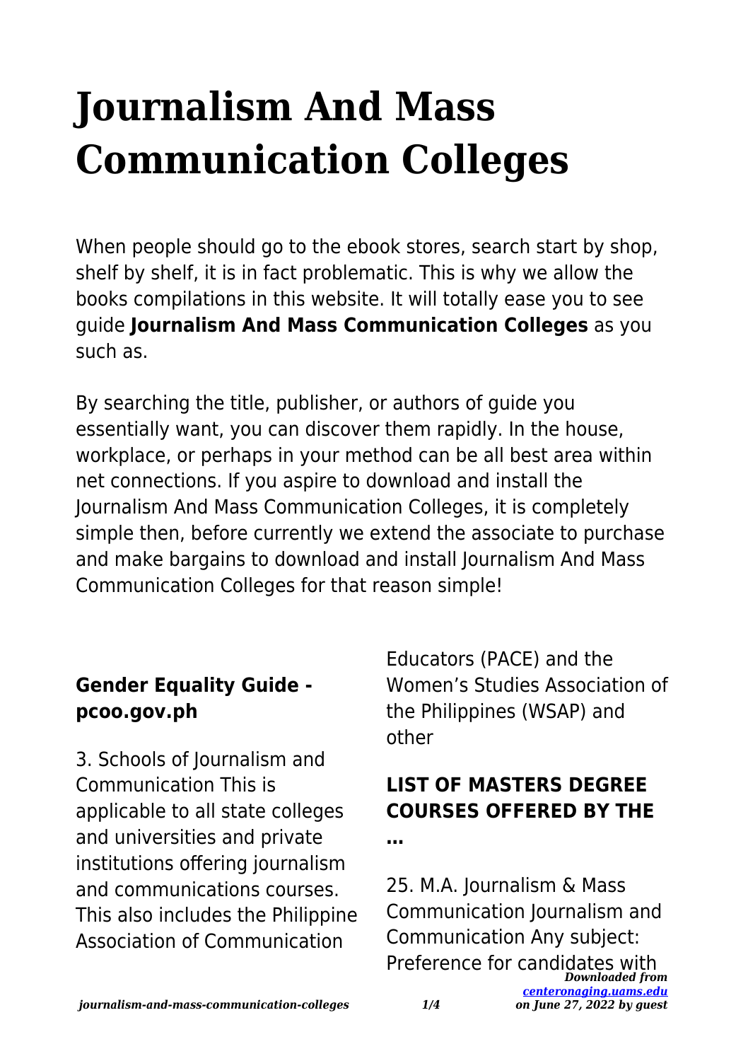# Journalism And Mass Communication Colleges

When people should go to the ebook stores, search start by shop, shelf by shelf, it is in fact problematic. This is why we allow the books compilations in this website. It will totally ease you to see guide **Journalism And Mass Communication Colleges** as you such as.

By searching the title, publisher, or authors of guide you essentially want, you can discover them rapidly. In the house, workplace, or perhaps in your method can be all best area within net connections. If you aspire to download and install the Journalism And Mass Communication Colleges, it is completely simple then, before currently we extend the associate to purchase and make bargains to download and install Journalism And Mass Communication Colleges for that reason simple!

### Gender Equality Guide - pcoo.gov.ph

3. Schools of Journalism and Communication This is applicable to all state colleges and universities and private institutions offering journalism and communications courses. This also includes the Philippine Association of Communication Educators (PACE) and the Women's Studies Association of the Philippines (WSAP) and other

### LIST OF MASTERS DEGREE COURSES OFFERED BY THE …

25. M.A. Journalism & Mass Communication Journalism and Communication Any subject: Preference for candidates with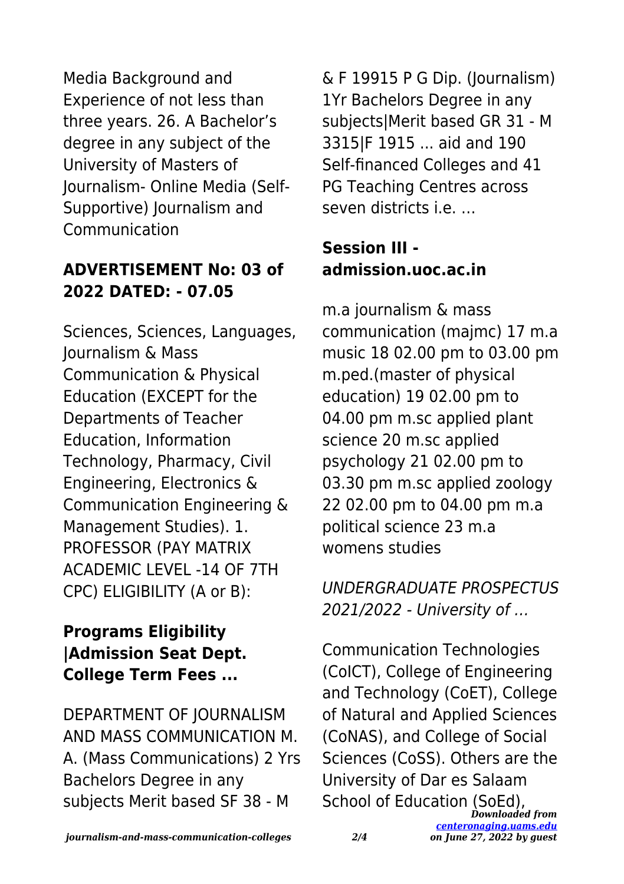Media Background and Experience of not less than three years. 26. A Bachelor's degree in any subject of the University of Masters of Journalism- Online Media (Self-Supportive) Journalism and Communication

**ADVERTISEMENT No: 03 of 2022 DATED: - 07.05**

Sciences, Sciences, Languages, Journalism & Mass Communication & Physical Education (EXCEPT for the Departments of Teacher Education, Information Technology, Pharmacy, Civil Engineering, Electronics & Communication Engineering & Management Studies). 1. PROFESSOR (PAY MATRIX ACADEMIC LEVEL -14 OF 7TH CPC) ELIGIBILITY (A or B):

**Programs Eligibility |Admission Seat Dept. College Term Fees ...**

DEPARTMENT OF JOURNALISM AND MASS COMMUNICATION M. A. (Mass Communications) 2 Yrs Bachelors Degree in any subjects Merit based SF 38 - M & F 19915 P G Dip. (Journalism) 1Yr Bachelors Degree in any subjects|Merit based GR 31 - M 3315|F 1915 ... aid and 190 Self-financed Colleges and 41 PG Teaching Centres across seven districts i.e. …

**Session III - admission.uoc.ac.in**

m.a journalism & mass communication (majmc) 17 m.a music 18 02.00 pm to 03.00 pm m.ped.(master of physical education) 19 02.00 pm to 04.00 pm m.sc applied plant science 20 m.sc applied psychology 21 02.00 pm to 03.30 pm m.sc applied zoology 22 02.00 pm to 04.00 pm m.a political science 23 m.a womens studies

*UNDERGRADUATE PROSPECTUS 2021/2022 - University of …*

Communication Technologies (CoICT), College of Engineering and Technology (CoET), College of Natural and Applied Sciences (CoNAS), and College of Social Sciences (CoSS). Others are the University of Dar es Salaam School of Education (SoEd),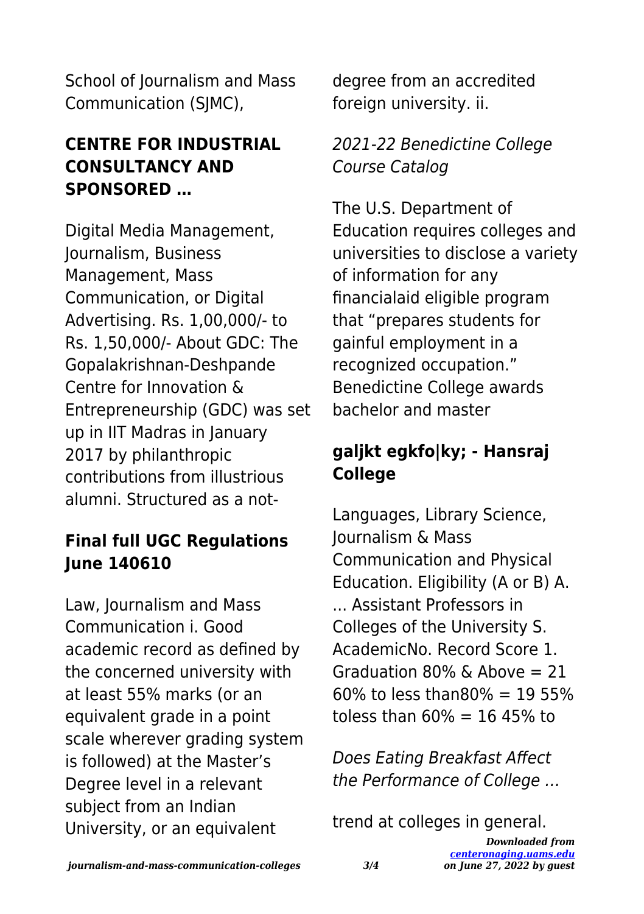School of Journalism and Mass Communication (SJMC),

## CENTRE FOR INDUSTRIAL CONSULTANCY AND SPONSORED …

Digital Media Management, Journalism, Business Management, Mass Communication, or Digital Advertising. Rs. 1,00,000/- to Rs. 1,50,000/- About GDC: The Gopalakrishnan-Deshpande Centre for Innovation & Entrepreneurship (GDC) was set up in IIT Madras in January 2017 by philanthropic contributions from illustrious alumni. Structured as a not-

## Final full UGC Regulations June 140610

Law, Journalism and Mass Communication i. Good academic record as defined by the concerned university with at least 55% marks (or an equivalent grade in a point scale wherever grading system is followed) at the Master's Degree level in a relevant subject from an Indian University, or an equivalent degree from an accredited foreign university. ii.

*2021-22 Benedictine College Course Catalog*

The U.S. Department of Education requires colleges and universities to disclose a variety of information for any financialaid eligible program that "prepares students for gainful employment in a recognized occupation." Benedictine College awards bachelor and master

## galjkt egkfo|ky; - Hansraj College

Languages, Library Science, Journalism & Mass Communication and Physical Education. Eligibility (A or B) A. ... Assistant Professors in Colleges of the University S. AcademicNo. Record Score 1. Graduation 80% & Above = 21 60% to less than80% = 19 55% toless than 60% = 16 45% to

*Does Eating Breakfast Affect the Performance of College …*

trend at colleges in general.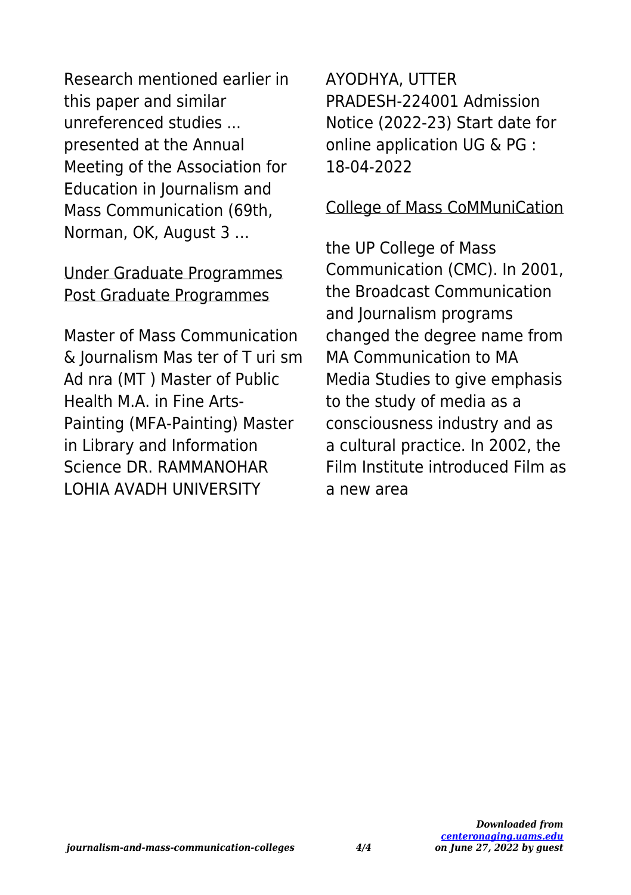Research mentioned earlier in this paper and similar unreferenced studies ... presented at the Annual Meeting of the Association for Education in Journalism and Mass Communication (69th, Norman, OK, August 3 …

Under Graduate Programmes Post Graduate Programmes

Master of Mass Communication & Journalism Mas ter of T uri sm Ad nra (MT ) Master of Public Health M.A. in Fine Arts-Painting (MFA-Painting) Master in Library and Information Science DR. RAMMANOHAR LOHIA AVADH UNIVERSITY AYODHYA, UTTER PRADESH-224001 Admission Notice (2022-23) Start date for online application UG & PG : 18-04-2022

College of Mass CoMMuniCation

the UP College of Mass Communication (CMC). In 2001, the Broadcast Communication and Journalism programs changed the degree name from MA Communication to MA Media Studies to give emphasis to the study of media as a consciousness industry and as a cultural practice. In 2002, the Film Institute introduced Film as a new area